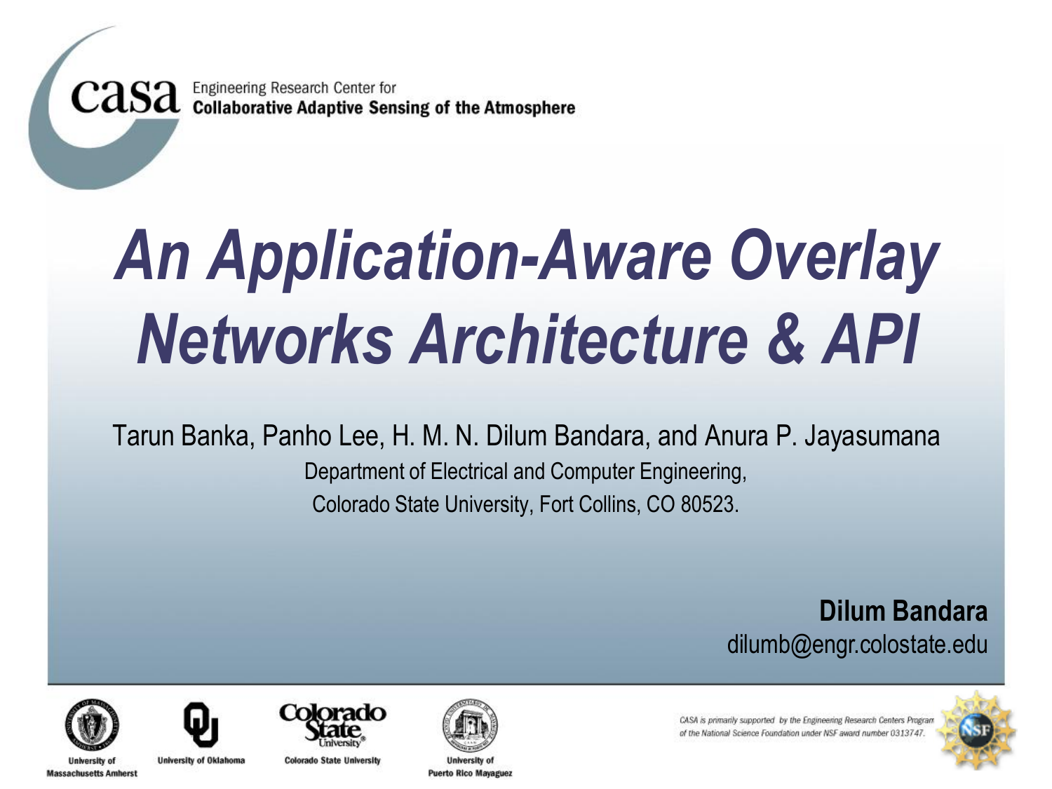casa Engineering Research Center for **Collaborative Adaptive Sensing of the Atmosphere**

# *An Application-Aware Overlay Networks Architecture & API*

Tarun Banka, Panho Lee, H. M. N. Dilum Bandara, and Anura P. Jayasumana

Department of Electrical and Computer Engineering,

Colorado State University, Fort Collins, CO 80523.

**Dilum Bandara**

dilumb@engr.colostate.edu

University of Massachusetts Amherst

University of Oklahoma

Colorado State University

University of Puerto Rico Mayaguez

*CASA is primarily supported by the Engineering Research Centers Program of the National Science Foundation under NSF award number 0313747.*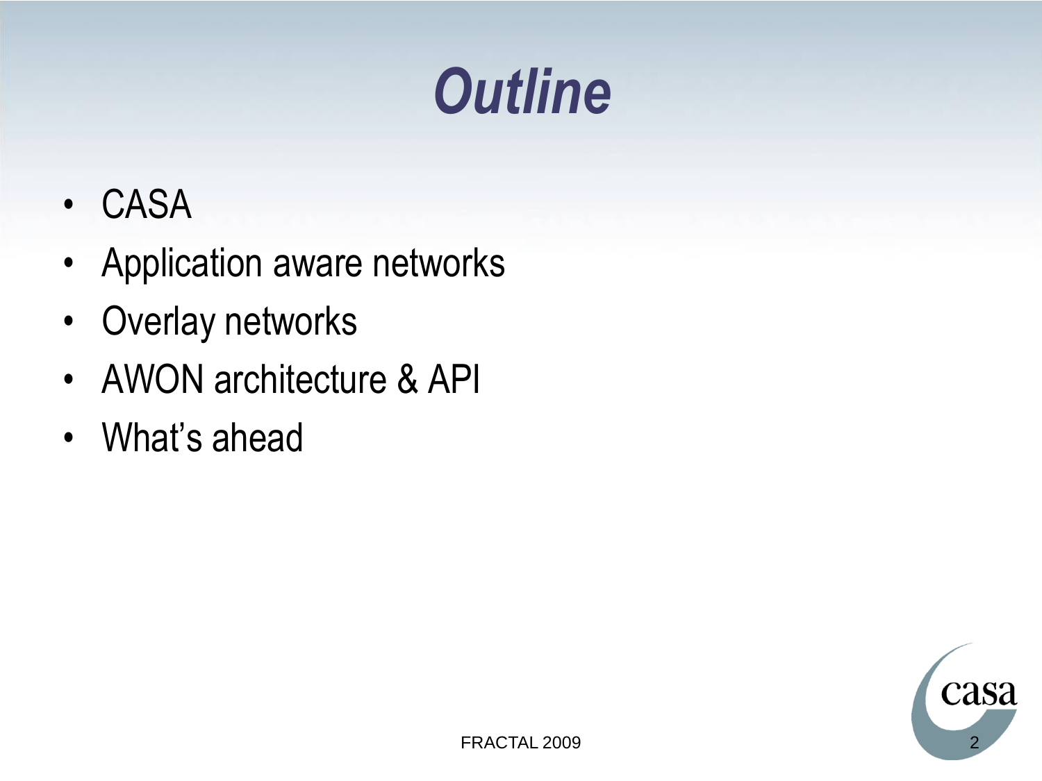# *Outline*

- CASA
- Application aware networks
- Overlay networks
- AWON architecture & API
- What's ahead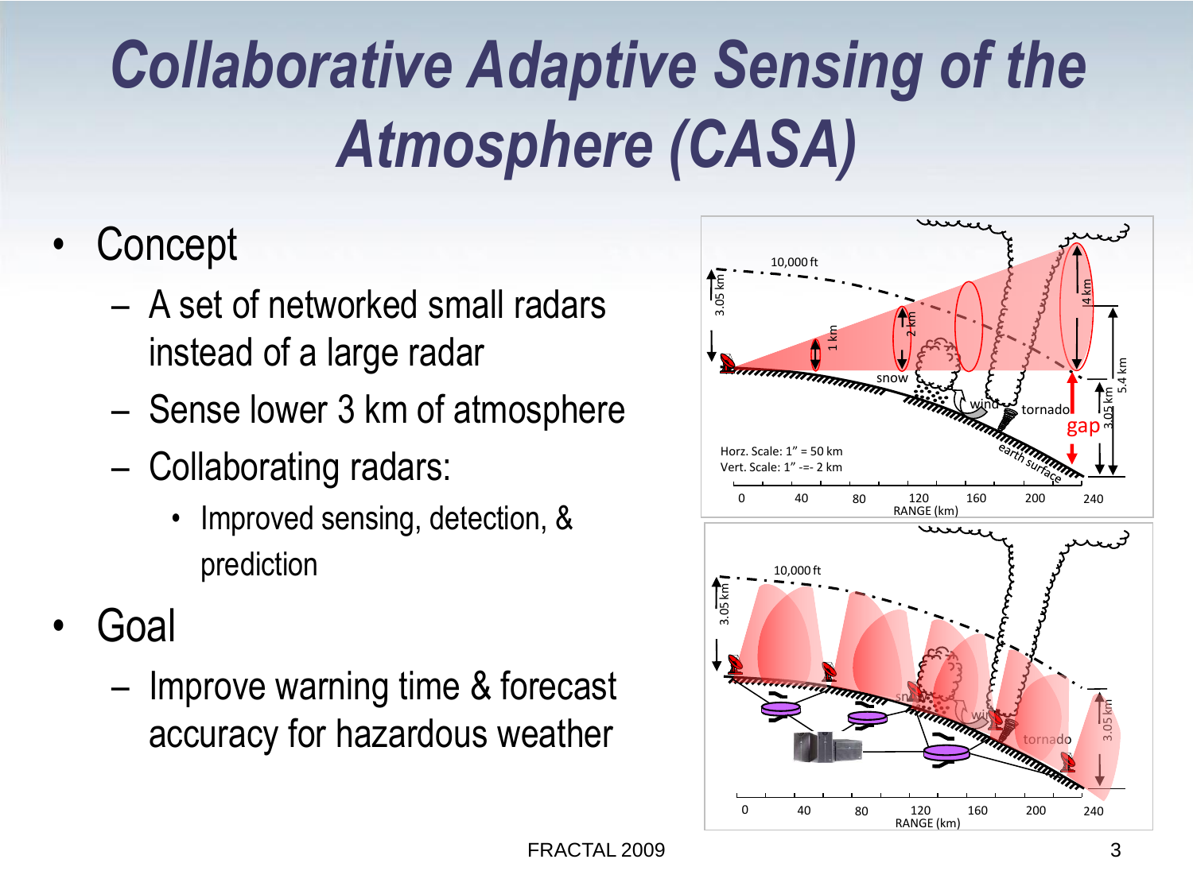# Collaborative Adaptive Sensing of the Atmosphere (CASA)

- Concept
  - A set of networked small radars instead of a large radar
  - Sense lower 3 km of atmosphere
  - Collaborating radars:
    - Improved sensing, detection, & prediction
- Goal
  - Improve warning time & forecast accuracy for hazardous weather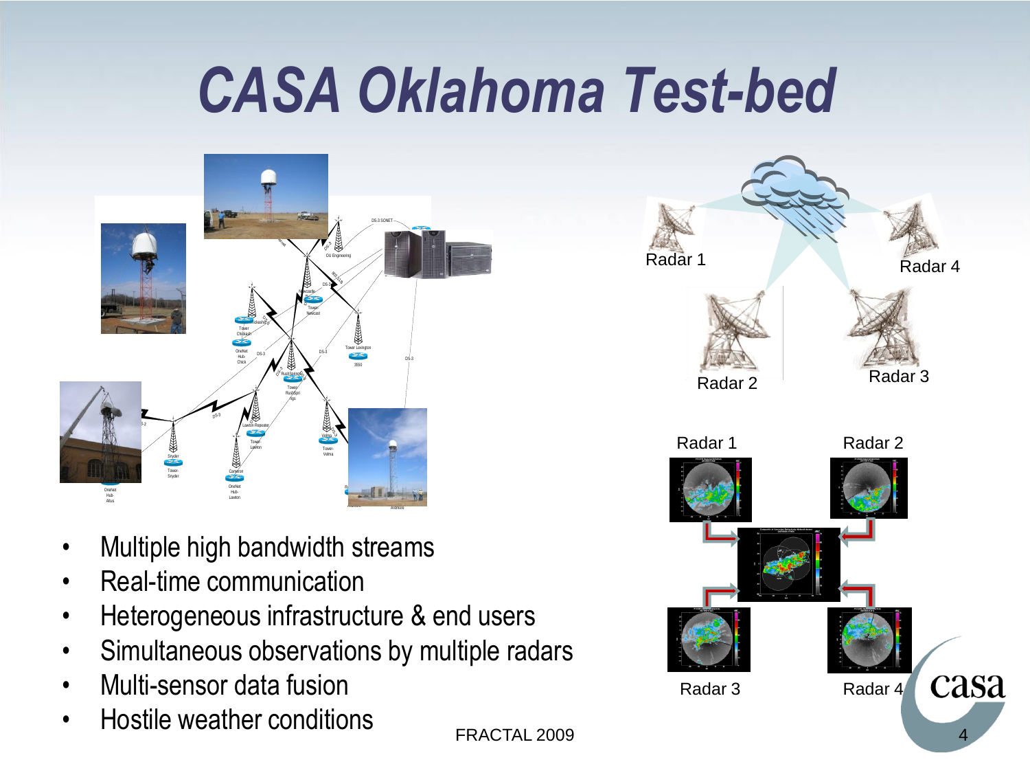# CASA Oklahoma Test-bed

- Multiple high bandwidth streams
- Real-time communication
- Heterogeneous infrastructure & end users
- Simultaneous observations by multiple radars
- Multi-sensor data fusion
- Hostile weather conditions

Radar 1

Radar 2

Radar 3

Radar 4

Radar 1

Radar 2

Radar 3

Radar 4

FRACTAL 2009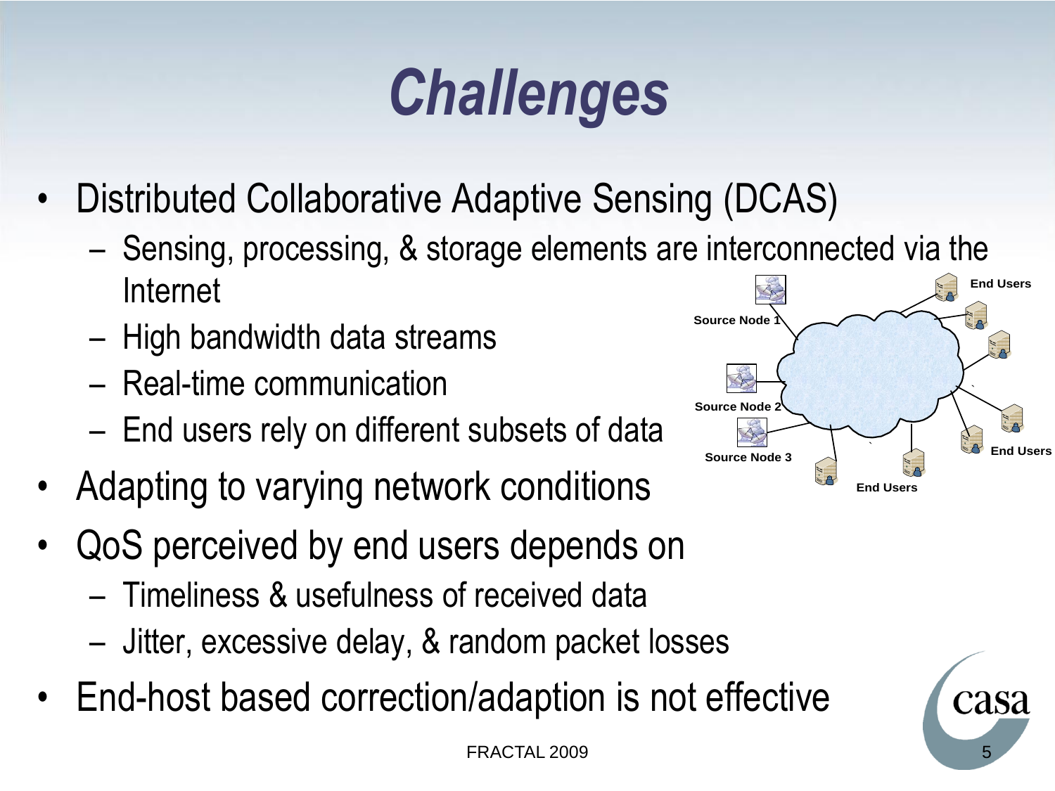# Challenges

- Distributed Collaborative Adaptive Sensing (DCAS)
  - Sensing, processing, & storage elements are interconnected via the Internet
  - High bandwidth data streams
  - Real-time communication
  - End users rely on different subsets of data
- Adapting to varying network conditions
- QoS perceived by end users depends on
  - Timeliness & usefulness of received data
  - Jitter, excessive delay, & random packet losses
- End-host based correction/adaption is not effective

Source Node 1, Source Node 2, Source Node 3, End Users, End Users, End Users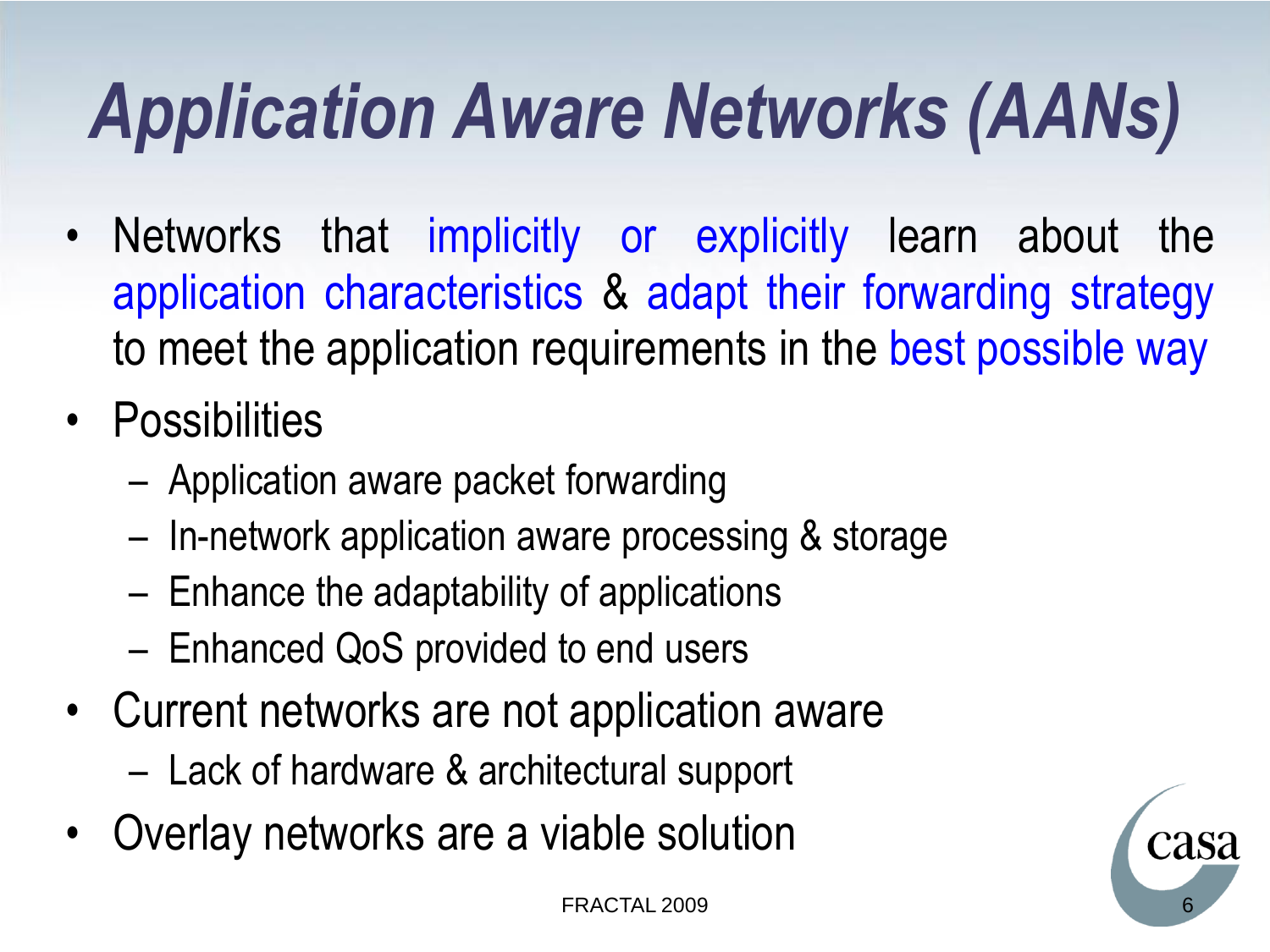# Application Aware Networks (AANs)

- Networks that implicitly or explicitly learn about the application characteristics & adapt their forwarding strategy to meet the application requirements in the best possible way
- Possibilities
  - Application aware packet forwarding
  - In-network application aware processing & storage
  - Enhance the adaptability of applications
  - Enhanced QoS provided to end users
- Current networks are not application aware
  - Lack of hardware & architectural support
- Overlay networks are a viable solution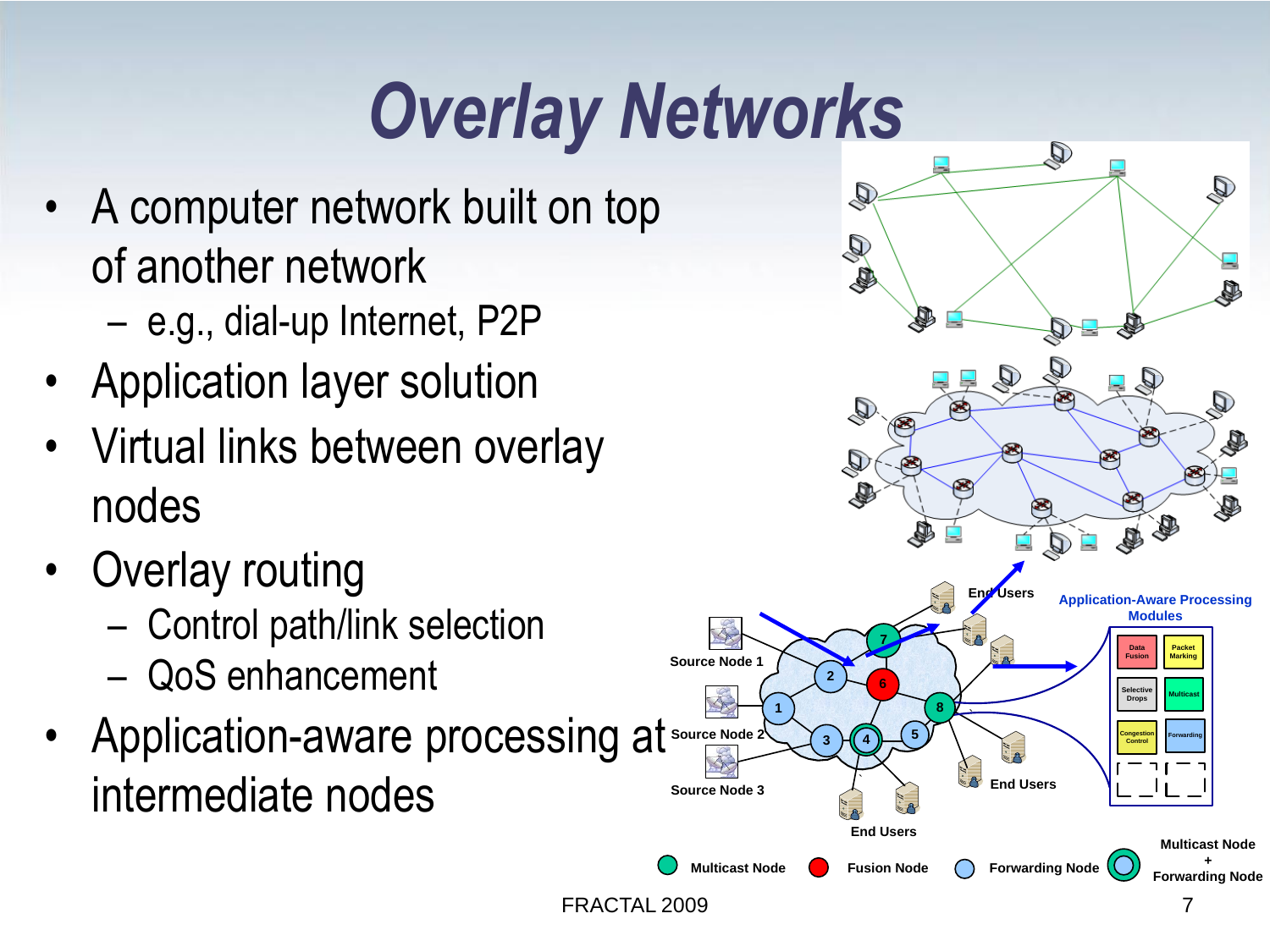# Overlay Networks

- A computer network built on top of another network
  - e.g., dial-up Internet, P2P
- Application layer solution
- Virtual links between overlay nodes
- Overlay routing
  - Control path/link selection
  - QoS enhancement
- Application-aware processing at intermediate nodes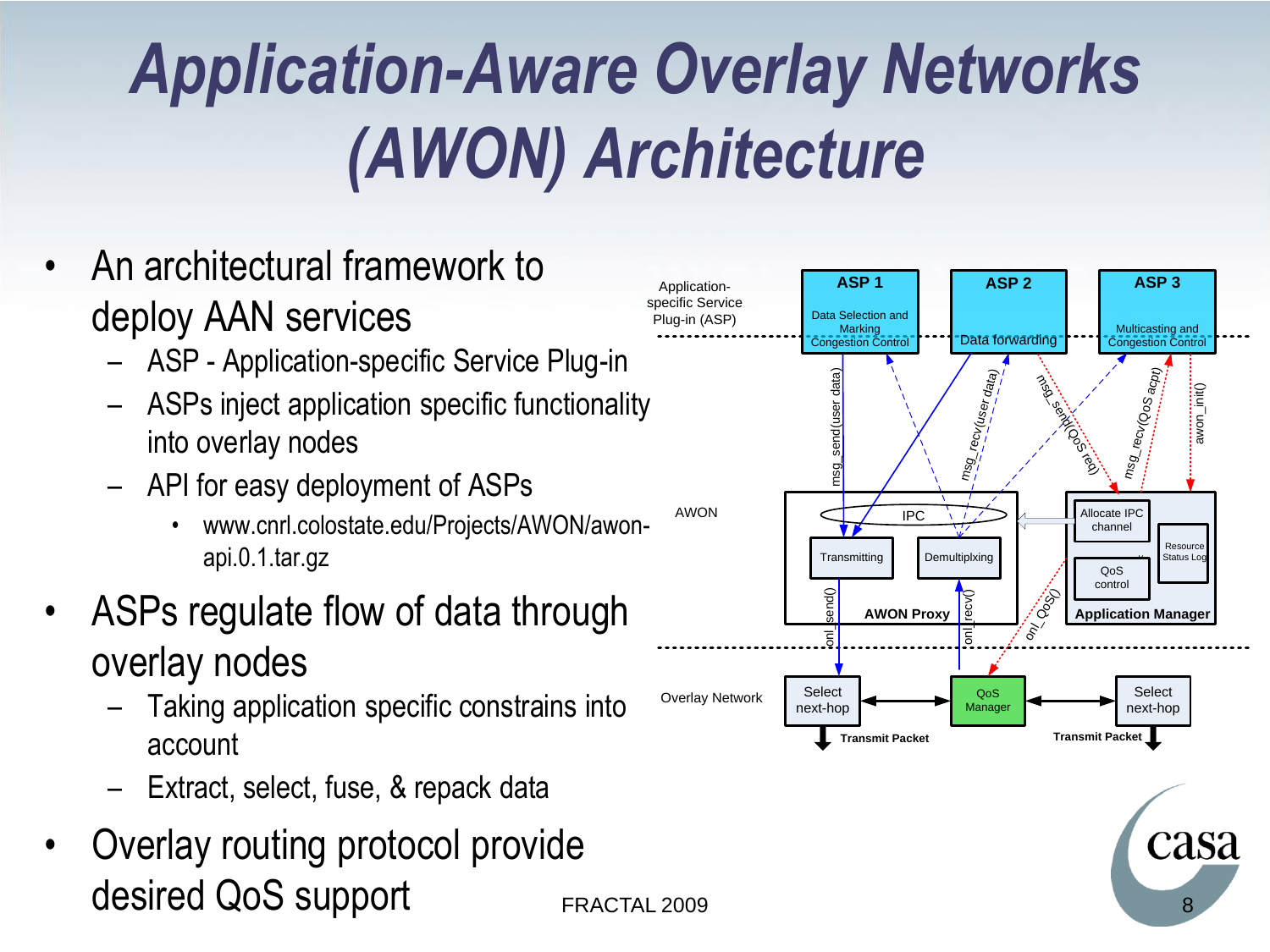# Application-Aware Overlay Networks (AWON) Architecture

- An architectural framework to deploy AAN services
  - ASP - Application-specific Service Plug-in
  - ASPs inject application specific functionality into overlay nodes
  - API for easy deployment of ASPs
    - www.cnrl.colostate.edu/Projects/AWON/awon-api.0.1.tar.gz
- ASPs regulate flow of data through overlay nodes
  - Taking application specific constrains into account
  - Extract, select, fuse, & repack data
- Overlay routing protocol provide desired QoS support

FRACTAL 2009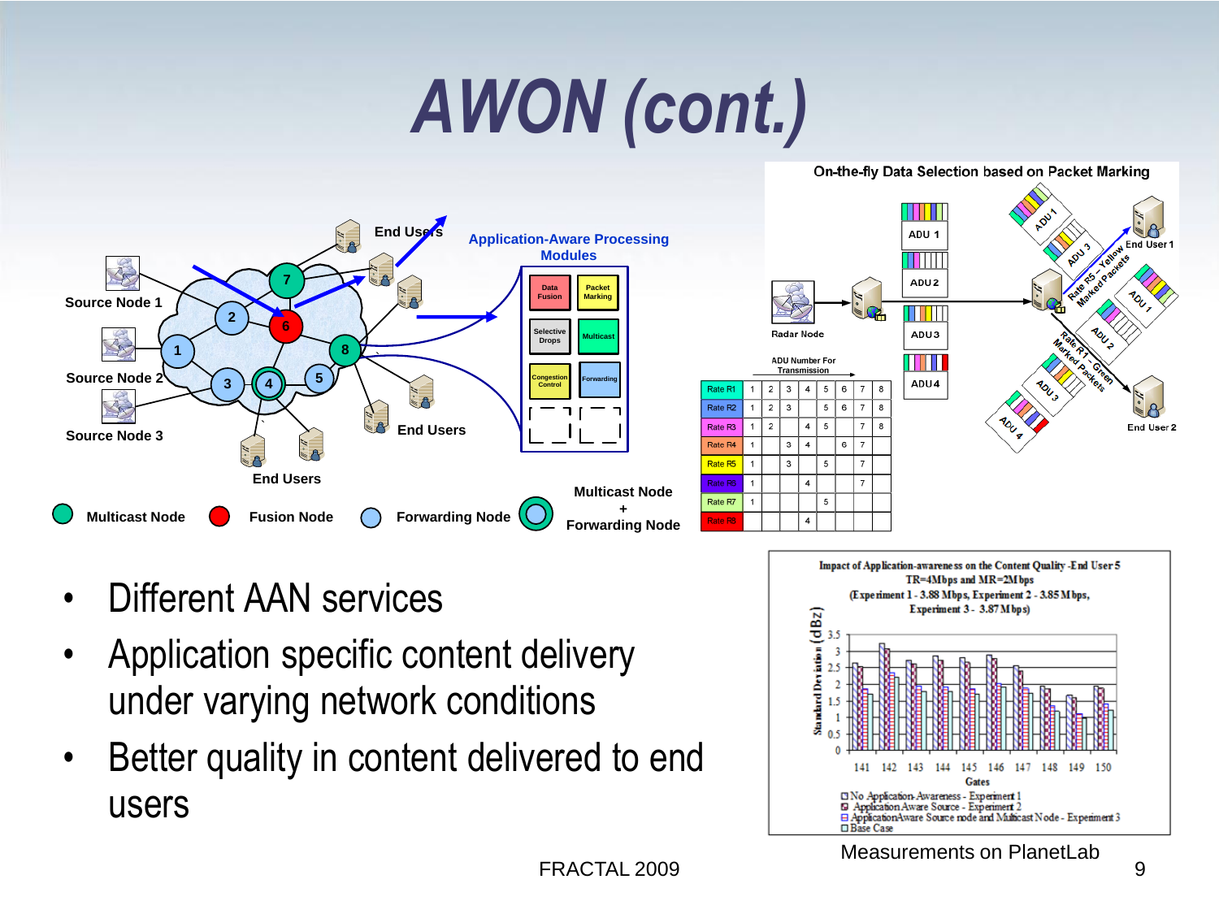# AWON (cont.)

- Different AAN services
- Application specific content delivery under varying network conditions
- Better quality in content delivered to end users

Measurements on PlanetLab

FRACTAL 2009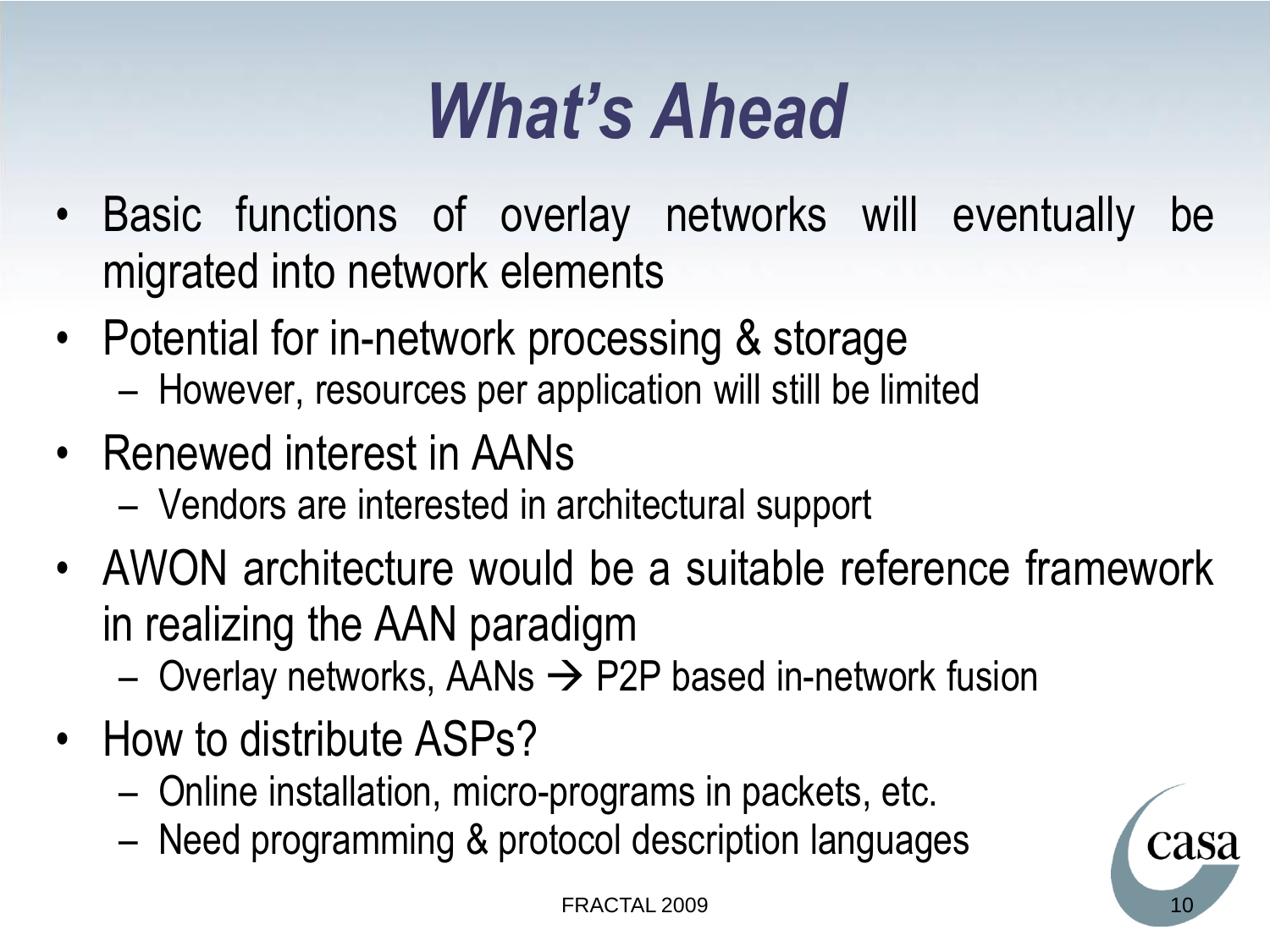# *What's Ahead*

- Basic functions of overlay networks will eventually be migrated into network elements
- Potential for in-network processing & storage
  - However, resources per application will still be limited
- Renewed interest in AANs
  - Vendors are interested in architectural support
- AWON architecture would be a suitable reference framework in realizing the AAN paradigm
  - Overlay networks, AANs → P2P based in-network fusion
- How to distribute ASPs?
  - Online installation, micro-programs in packets, etc.
  - Need programming & protocol description languages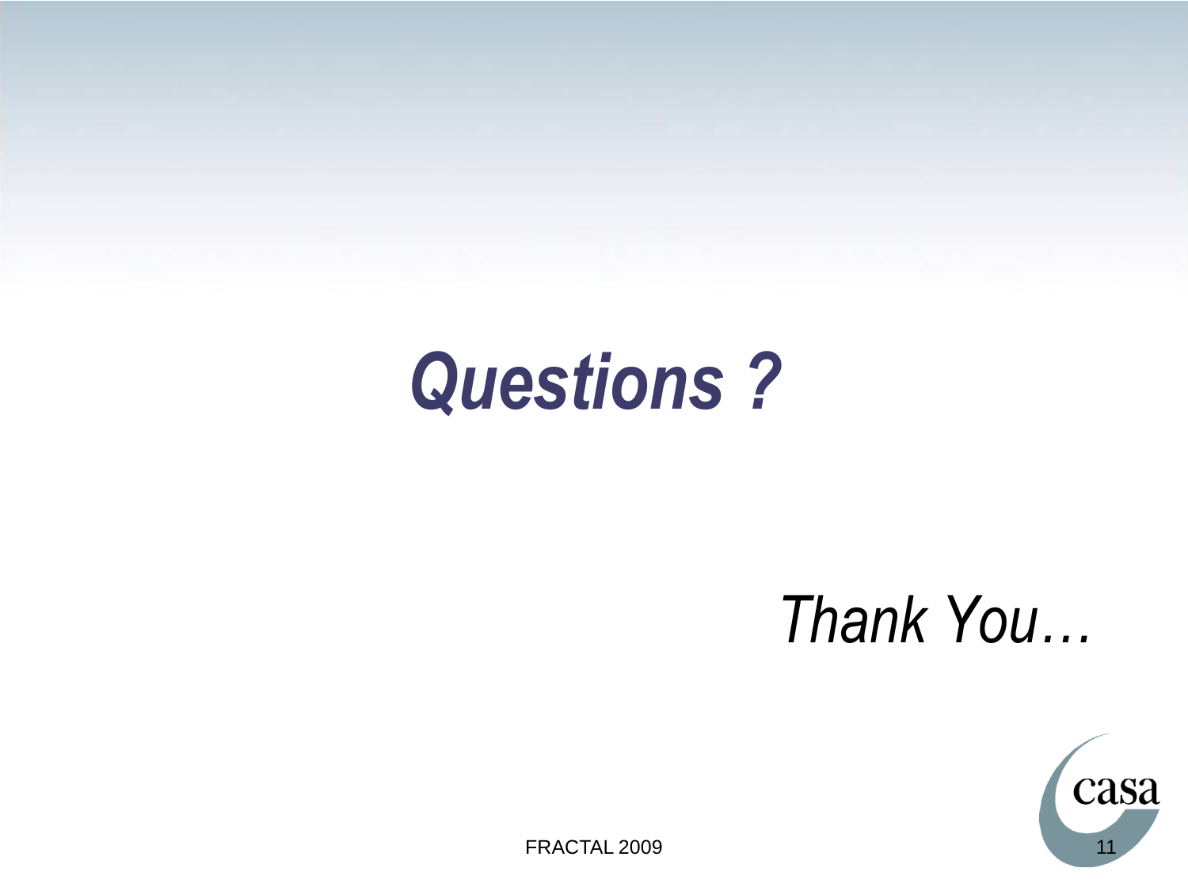# *Questions ?*

*Thank You…*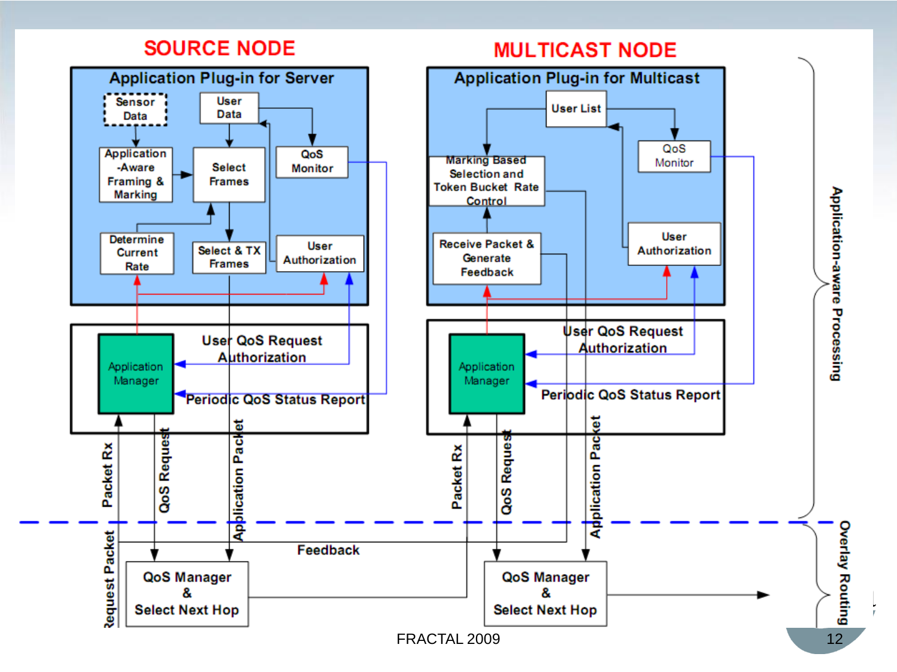SOURCE NODE

MULTICAST NODE

Application Plug-in for Server

Sensor Data

User Data

Application -Aware Framing & Marking

Select Frames

QoS Monitor

Determine Current Rate

Select & TX Frames

User Authorization

Application Manager

User QoS Request Authorization

Periodic QoS Status Report

Application Plug-in for Multicast

User List

Marking Based Selection and Token Bucket Rate Control

QoS Monitor

Receive Packet & Generate Feedback

User Authorization

Application Manager

User QoS Request Authorization

Periodic QoS Status Report

Packet Rx

QoS Request

Application Packet

Packet Rx

QoS Request

Application Packet

Request Packet

Feedback

QoS Manager & Select Next Hop

QoS Manager & Select Next Hop

Application-aware Processing

Overlay Routing

FRACTAL 2009